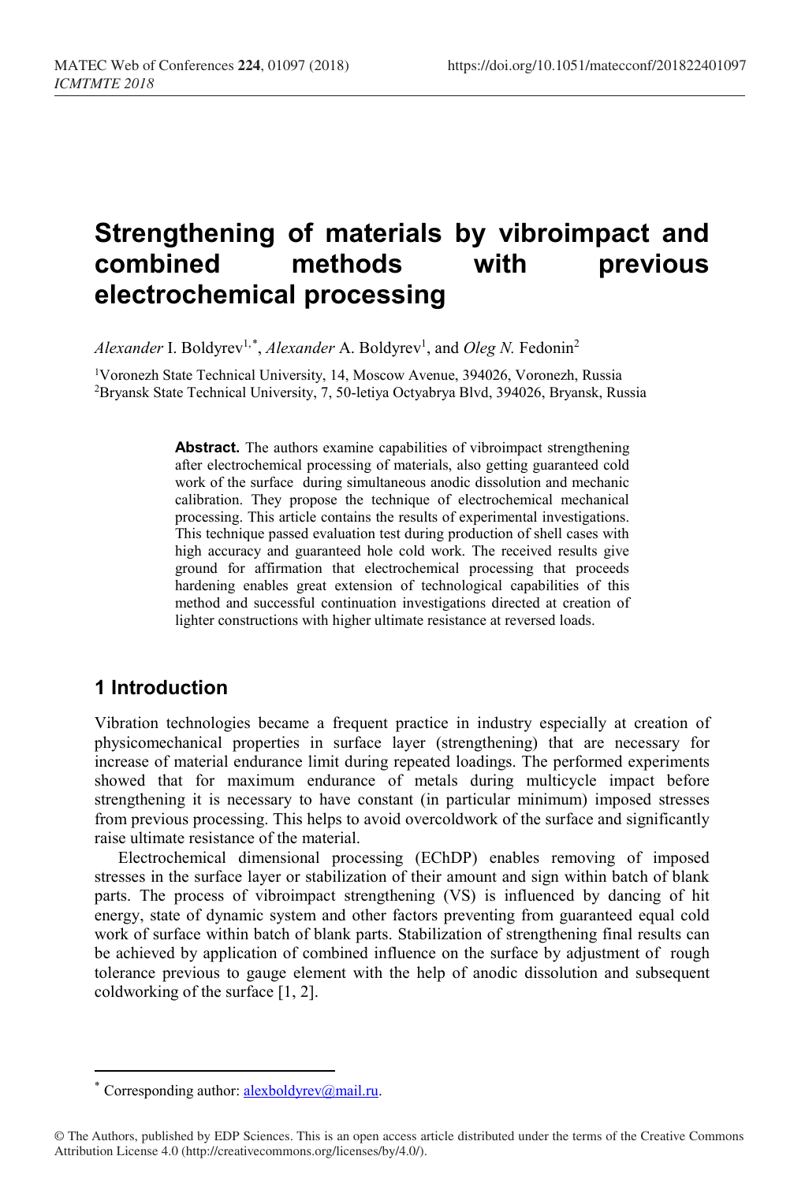# Strengthening of materials by vibroimpact and combined methods with previous electrochemical processing

*Alexander* I. Boldyrev[1,*], *Alexander* A. Boldyrev[1], and *Oleg N.* Fedonin[2]

[1]Voronezh State Technical University, 14, Moscow Avenue, 394026, Voronezh, Russia
[2]Bryansk State Technical University, 7, 50-letiya Octyabrya Blvd, 394026, Bryansk, Russia

**Abstract.** The authors examine capabilities of vibroimpact strengthening after electrochemical processing of materials, also getting guaranteed cold work of the surface during simultaneous anodic dissolution and mechanic calibration. They propose the technique of electrochemical mechanical processing. This article contains the results of experimental investigations. This technique passed evaluation test during production of shell cases with high accuracy and guaranteed hole cold work. The received results give ground for affirmation that electrochemical processing that proceeds hardening enables great extension of technological capabilities of this method and successful continuation investigations directed at creation of lighter constructions with higher ultimate resistance at reversed loads.

## 1 Introduction

Vibration technologies became a frequent practice in industry especially at creation of physicomechanical properties in surface layer (strengthening) that are necessary for increase of material endurance limit during repeated loadings. The performed experiments showed that for maximum endurance of metals during multicycle impact before strengthening it is necessary to have constant (in particular minimum) imposed stresses from previous processing. This helps to avoid overcoldwork of the surface and significantly raise ultimate resistance of the material.

Electrochemical dimensional processing (EChDP) enables removing of imposed stresses in the surface layer or stabilization of their amount and sign within batch of blank parts. The process of vibroimpact strengthening (VS) is influenced by dancing of hit energy, state of dynamic system and other factors preventing from guaranteed equal cold work of surface within batch of blank parts. Stabilization of strengthening final results can be achieved by application of combined influence on the surface by adjustment of rough tolerance previous to gauge element with the help of anodic dissolution and subsequent coldworking of the surface [1, 2].

* Corresponding author: alexboldyrev@mail.ru.

© The Authors, published by EDP Sciences. This is an open access article distributed under the terms of the Creative Commons Attribution License 4.0 (http://creativecommons.org/licenses/by/4.0/).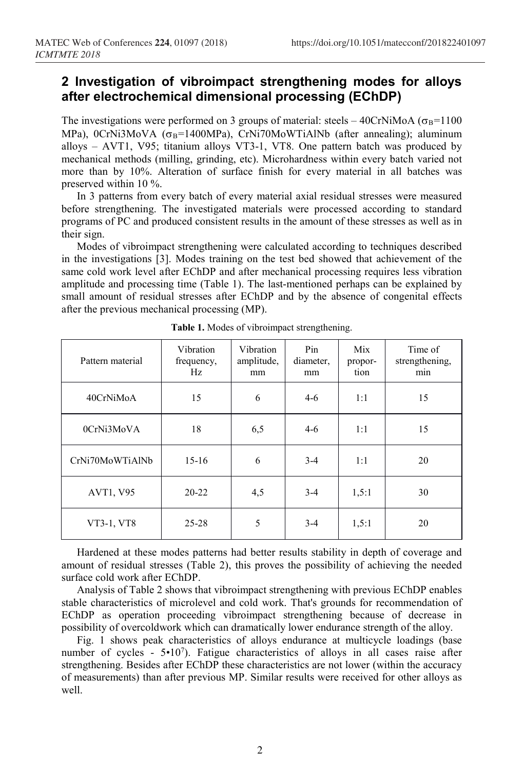## 2 Investigation of vibroimpact strengthening modes for alloys after electrochemical dimensional processing (EChDP)

The investigations were performed on 3 groups of material: steels – 40CrNiMoA ($\sigma_B$=1100 MPa), 0CrNi3MoVA ($\sigma_B$=1400MPa), CrNi70MoWTiAlNb (after annealing); aluminum alloys – AVT1, V95; titanium alloys VT3-1, VT8. One pattern batch was produced by mechanical methods (milling, grinding, etc). Microhardness within every batch varied not more than by 10%. Alteration of surface finish for every material in all batches was preserved within 10 %.

In 3 patterns from every batch of every material axial residual stresses were measured before strengthening. The investigated materials were processed according to standard programs of PC and produced consistent results in the amount of these stresses as well as in their sign.

Modes of vibroimpact strengthening were calculated according to techniques described in the investigations [3]. Modes training on the test bed showed that achievement of the same cold work level after EChDP and after mechanical processing requires less vibration amplitude and processing time (Table 1). The last-mentioned perhaps can be explained by small amount of residual stresses after EChDP and by the absence of congenital effects after the previous mechanical processing (MP).

**Table 1.** Modes of vibroimpact strengthening.

| Pattern material | Vibration frequency, Hz | Vibration amplitude, mm | Pin diameter, mm | Mix proportion | Time of strengthening, min |
|---|---|---|---|---|---|
| 40CrNiMoA | 15 | 6 | 4-6 | 1:1 | 15 |
| 0CrNi3MoVA | 18 | 6,5 | 4-6 | 1:1 | 15 |
| CrNi70MoWTiAlNb | 15-16 | 6 | 3-4 | 1:1 | 20 |
| AVT1, V95 | 20-22 | 4,5 | 3-4 | 1,5:1 | 30 |
| VT3-1, VT8 | 25-28 | 5 | 3-4 | 1,5:1 | 20 |

Hardened at these modes patterns had better results stability in depth of coverage and amount of residual stresses (Table 2), this proves the possibility of achieving the needed surface cold work after EChDP.

Analysis of Table 2 shows that vibroimpact strengthening with previous EChDP enables stable characteristics of microlevel and cold work. That's grounds for recommendation of EChDP as operation proceeding vibroimpact strengthening because of decrease in possibility of overcoldwork which can dramatically lower endurance strength of the alloy.

Fig. 1 shows peak characteristics of alloys endurance at multicycle loadings (base number of cycles - $5 \cdot 10^7$). Fatigue characteristics of alloys in all cases raise after strengthening. Besides after EChDP these characteristics are not lower (within the accuracy of measurements) than after previous MP. Similar results were received for other alloys as well.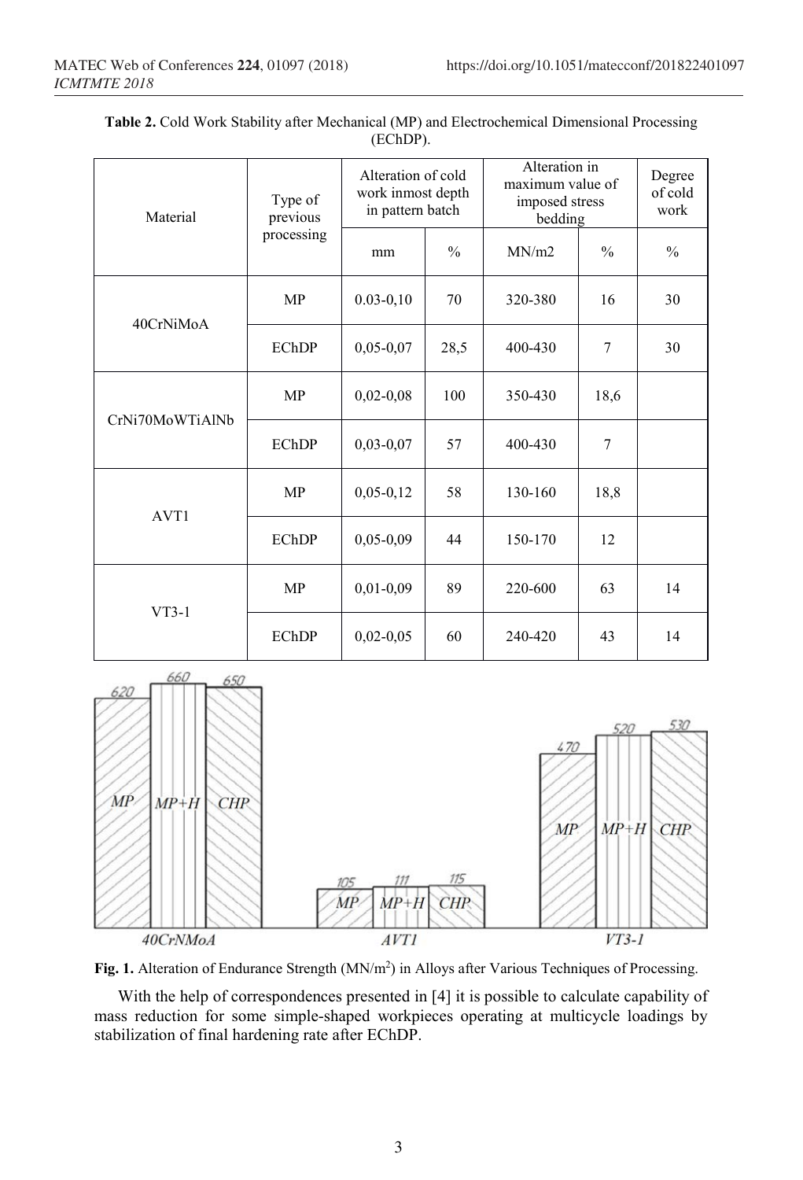**Table 2.** Cold Work Stability after Mechanical (MP) and Electrochemical Dimensional Processing (EChDP).

| Material | Type of previous processing | Alteration of cold work inmost depth in pattern batch | | Alteration in maximum value of imposed stress bedding | | Degree of cold work |
|---|---|---|---|---|---|---|
| | | mm | % | MN/m2 | % | % |
| 40CrNiMoA | MP | 0.03-0,10 | 70 | 320-380 | 16 | 30 |
| | EChDP | 0,05-0,07 | 28,5 | 400-430 | 7 | 30 |
| CrNi70MoWTiAlNb | MP | 0,02-0,08 | 100 | 350-430 | 18,6 | |
| | EChDP | 0,03-0,07 | 57 | 400-430 | 7 | |
| AVT1 | MP | 0,05-0,12 | 58 | 130-160 | 18,8 | |
| | EChDP | 0,05-0,09 | 44 | 150-170 | 12 | |
| VT3-1 | MP | 0,01-0,09 | 89 | 220-600 | 63 | 14 |
| | EChDP | 0,02-0,05 | 60 | 240-420 | 43 | 14 |

| Alloy | MP | MP+H | CHP |
|---|---|---|---|
| 40CrNMoA | 620 | 660 | 650 |
| AVT1 | 105 | 111 | 115 |
| VT3-1 | 470 | 520 | 530 |

**Fig. 1.** Alteration of Endurance Strength (MN/m$^2$) in Alloys after Various Techniques of Processing.

With the help of correspondences presented in [4] it is possible to calculate capability of mass reduction for some simple-shaped workpieces operating at multicycle loadings by stabilization of final hardening rate after EChDP.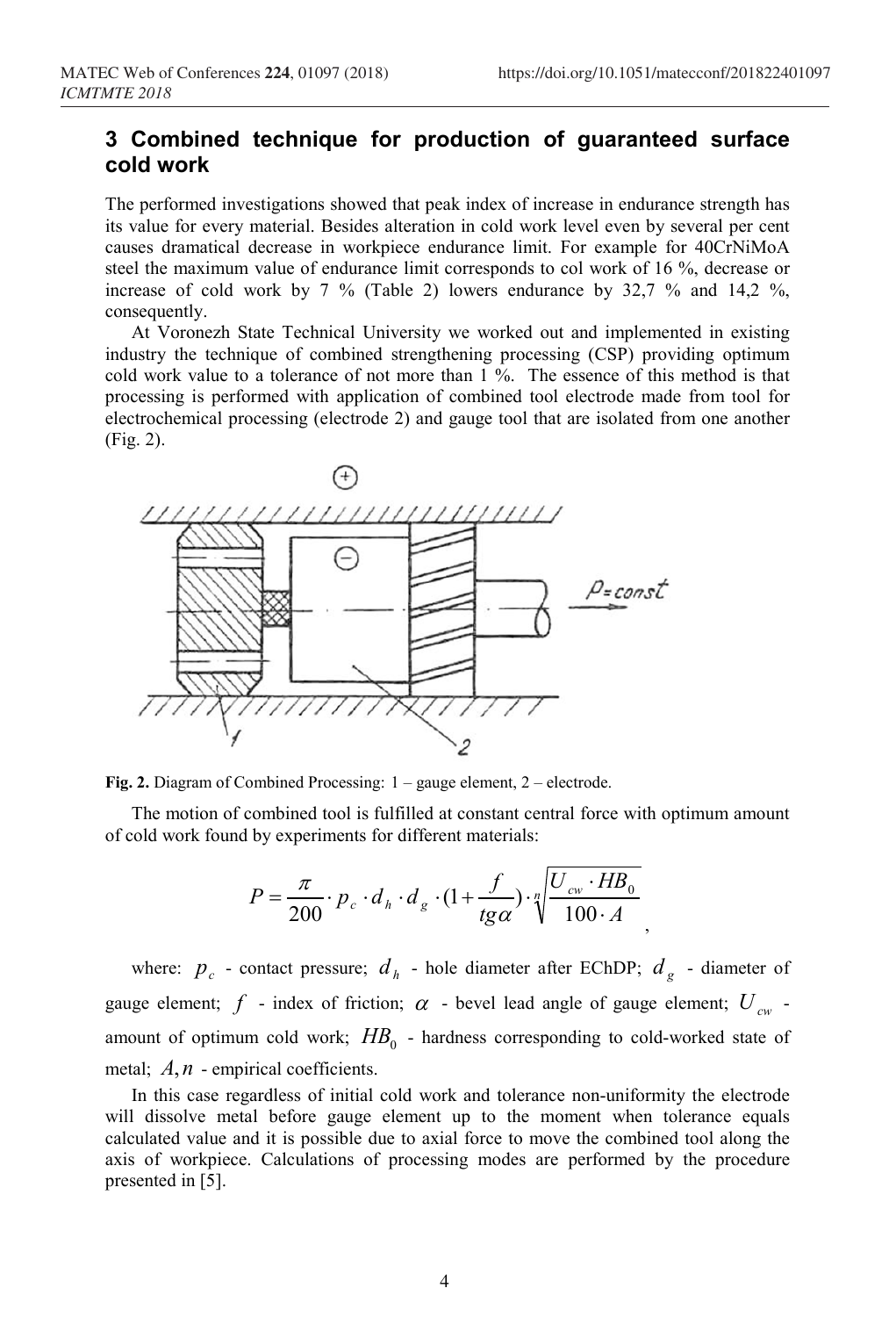## 3 Combined technique for production of guaranteed surface cold work

The performed investigations showed that peak index of increase in endurance strength has its value for every material. Besides alteration in cold work level even by several per cent causes dramatical decrease in workpiece endurance limit. For example for 40CrNiMoA steel the maximum value of endurance limit corresponds to col work of 16 %, decrease or increase of cold work by 7 % (Table 2) lowers endurance by 32,7 % and 14,2 %, consequently.

At Voronezh State Technical University we worked out and implemented in existing industry the technique of combined strengthening processing (CSP) providing optimum cold work value to a tolerance of not more than 1 %. The essence of this method is that processing is performed with application of combined tool electrode made from tool for electrochemical processing (electrode 2) and gauge tool that are isolated from one another (Fig. 2).

**Fig. 2.** Diagram of Combined Processing: 1 – gauge element, 2 – electrode.

The motion of combined tool is fulfilled at constant central force with optimum amount of cold work found by experiments for different materials:

$$P = \frac{\pi}{200} \cdot p_c \cdot d_h \cdot d_g \cdot (1 + \frac{f}{tg\alpha}) \cdot \sqrt[n]{\frac{U_{cw} \cdot HB_0}{100 \cdot A}},$$

where: $p_c$ - contact pressure; $d_h$ - hole diameter after EChDP; $d_g$ - diameter of gauge element; $f$ - index of friction; $\alpha$ - bevel lead angle of gauge element; $U_{cw}$ - amount of optimum cold work; $HB_0$ - hardness corresponding to cold-worked state of metal; $A, n$ - empirical coefficients.

In this case regardless of initial cold work and tolerance non-uniformity the electrode will dissolve metal before gauge element up to the moment when tolerance equals calculated value and it is possible due to axial force to move the combined tool along the axis of workpiece. Calculations of processing modes are performed by the procedure presented in [5].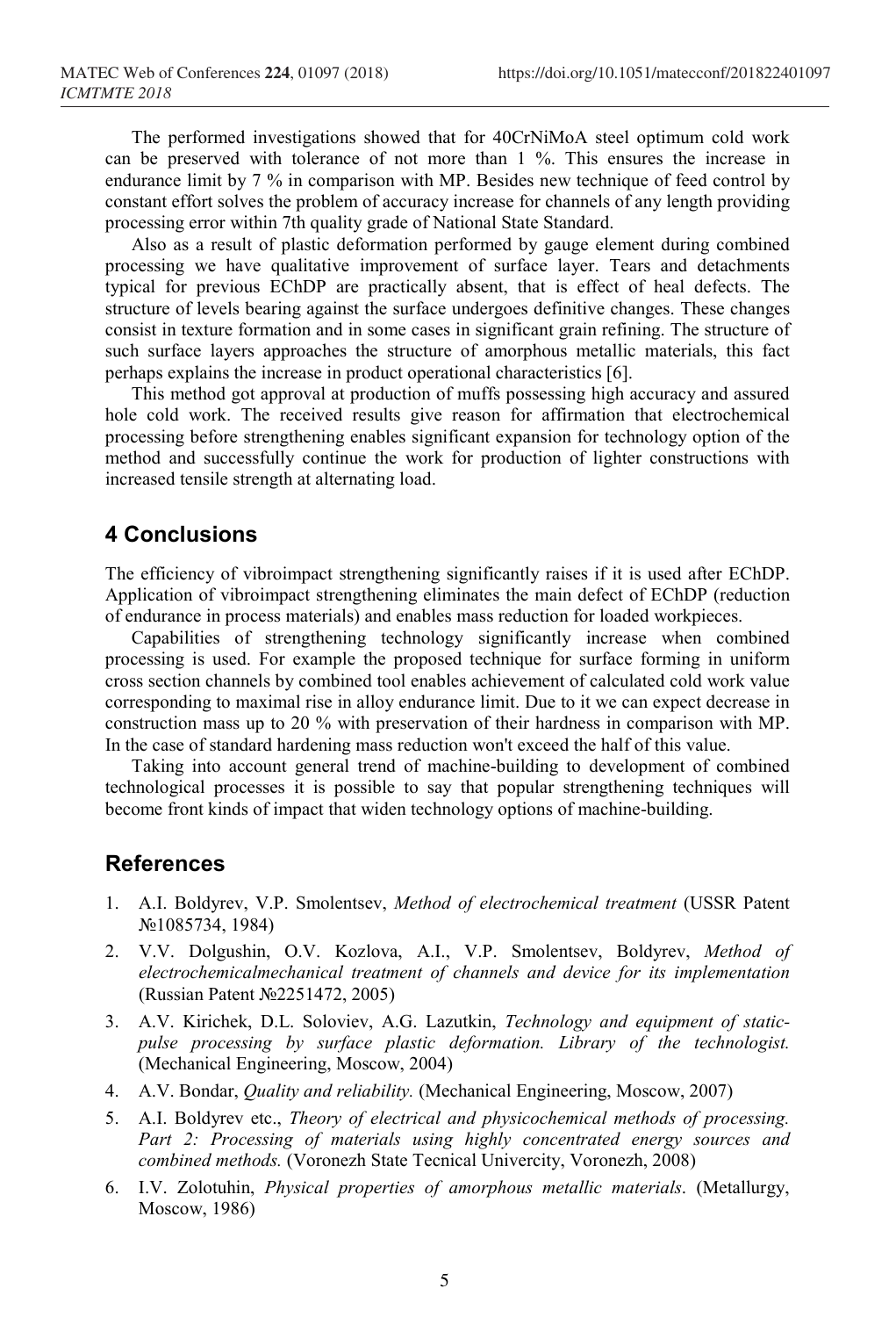The performed investigations showed that for 40CrNiMoA steel optimum cold work can be preserved with tolerance of not more than 1 %. This ensures the increase in endurance limit by 7 % in comparison with MP. Besides new technique of feed control by constant effort solves the problem of accuracy increase for channels of any length providing processing error within 7th quality grade of National State Standard.

Also as a result of plastic deformation performed by gauge element during combined processing we have qualitative improvement of surface layer. Tears and detachments typical for previous EChDP are practically absent, that is effect of heal defects. The structure of levels bearing against the surface undergoes definitive changes. These changes consist in texture formation and in some cases in significant grain refining. The structure of such surface layers approaches the structure of amorphous metallic materials, this fact perhaps explains the increase in product operational characteristics [6].

This method got approval at production of muffs possessing high accuracy and assured hole cold work. The received results give reason for affirmation that electrochemical processing before strengthening enables significant expansion for technology option of the method and successfully continue the work for production of lighter constructions with increased tensile strength at alternating load.

## 4 Conclusions

The efficiency of vibroimpact strengthening significantly raises if it is used after EChDP. Application of vibroimpact strengthening eliminates the main defect of EChDP (reduction of endurance in process materials) and enables mass reduction for loaded workpieces.

Capabilities of strengthening technology significantly increase when combined processing is used. For example the proposed technique for surface forming in uniform cross section channels by combined tool enables achievement of calculated cold work value corresponding to maximal rise in alloy endurance limit. Due to it we can expect decrease in construction mass up to 20 % with preservation of their hardness in comparison with MP. In the case of standard hardening mass reduction won't exceed the half of this value.

Taking into account general trend of machine-building to development of combined technological processes it is possible to say that popular strengthening techniques will become front kinds of impact that widen technology options of machine-building.

## References

1. A.I. Boldyrev, V.P. Smolentsev, *Method of electrochemical treatment* (USSR Patent №1085734, 1984)
2. V.V. Dolgushin, O.V. Kozlova, A.I., V.P. Smolentsev, Boldyrev, *Method of electrochemicalmechanical treatment of channels and device for its implementation* (Russian Patent №2251472, 2005)
3. A.V. Kirichek, D.L. Soloviev, A.G. Lazutkin, *Technology and equipment of static-pulse processing by surface plastic deformation. Library of the technologist.* (Mechanical Engineering, Moscow, 2004)
4. A.V. Bondar, *Quality and reliability.* (Mechanical Engineering, Moscow, 2007)
5. A.I. Boldyrev etc., *Theory of electrical and physicochemical methods of processing. Part 2: Processing of materials using highly concentrated energy sources and combined methods.* (Voronezh State Tecnical Univercity, Voronezh, 2008)
6. I.V. Zolotuhin, *Physical properties of amorphous metallic materials*. (Metallurgy, Moscow, 1986)